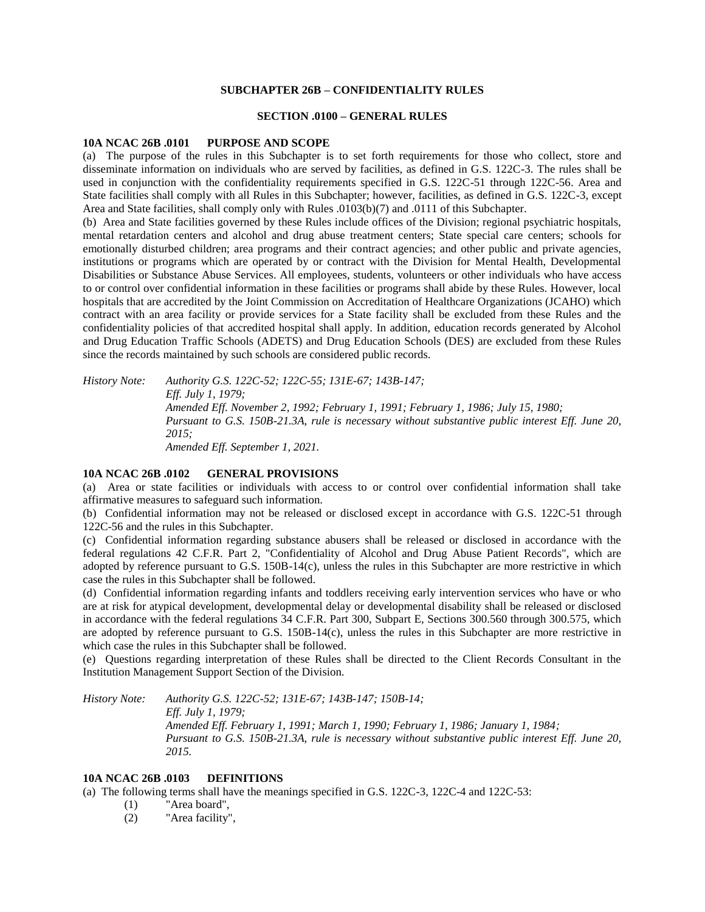# SUBCHAPTER 26B – CONFIDENTIALITY RULES

## SECTION .0100 – GENERAL RULES

### 10A NCAC 26B .0101 PURPOSE AND SCOPE

(a) The purpose of the rules in this Subchapter is to set forth requirements for those who collect, store and disseminate information on individuals who are served by facilities, as defined in G.S. 122C-3. The rules shall be used in conjunction with the confidentiality requirements specified in G.S. 122C-51 through 122C-56. Area and State facilities shall comply with all Rules in this Subchapter; however, facilities, as defined in G.S. 122C-3, except Area and State facilities, shall comply only with Rules .0103(b)(7) and .0111 of this Subchapter.

(b) Area and State facilities governed by these Rules include offices of the Division; regional psychiatric hospitals, mental retardation centers and alcohol and drug abuse treatment centers; State special care centers; schools for emotionally disturbed children; area programs and their contract agencies; and other public and private agencies, institutions or programs which are operated by or contract with the Division for Mental Health, Developmental Disabilities or Substance Abuse Services. All employees, students, volunteers or other individuals who have access to or control over confidential information in these facilities or programs shall abide by these Rules. However, local hospitals that are accredited by the Joint Commission on Accreditation of Healthcare Organizations (JCAHO) which contract with an area facility or provide services for a State facility shall be excluded from these Rules and the confidentiality policies of that accredited hospital shall apply. In addition, education records generated by Alcohol and Drug Education Traffic Schools (ADETS) and Drug Education Schools (DES) are excluded from these Rules since the records maintained by such schools are considered public records.

*History Note: Authority G.S. 122C-52; 122C-55; 131E-67; 143B-147;*
*Eff. July 1, 1979;*
*Amended Eff. November 2, 1992; February 1, 1991; February 1, 1986; July 15, 1980;*
*Pursuant to G.S. 150B-21.3A, rule is necessary without substantive public interest Eff. June 20, 2015;*
*Amended Eff. September 1, 2021.*

### 10A NCAC 26B .0102 GENERAL PROVISIONS

(a) Area or state facilities or individuals with access to or control over confidential information shall take affirmative measures to safeguard such information.

(b) Confidential information may not be released or disclosed except in accordance with G.S. 122C-51 through 122C-56 and the rules in this Subchapter.

(c) Confidential information regarding substance abusers shall be released or disclosed in accordance with the federal regulations 42 C.F.R. Part 2, "Confidentiality of Alcohol and Drug Abuse Patient Records", which are adopted by reference pursuant to G.S. 150B-14(c), unless the rules in this Subchapter are more restrictive in which case the rules in this Subchapter shall be followed.

(d) Confidential information regarding infants and toddlers receiving early intervention services who have or who are at risk for atypical development, developmental delay or developmental disability shall be released or disclosed in accordance with the federal regulations 34 C.F.R. Part 300, Subpart E, Sections 300.560 through 300.575, which are adopted by reference pursuant to G.S. 150B-14(c), unless the rules in this Subchapter are more restrictive in which case the rules in this Subchapter shall be followed.

(e) Questions regarding interpretation of these Rules shall be directed to the Client Records Consultant in the Institution Management Support Section of the Division.

*History Note: Authority G.S. 122C-52; 131E-67; 143B-147; 150B-14;*
*Eff. July 1, 1979;*
*Amended Eff. February 1, 1991; March 1, 1990; February 1, 1986; January 1, 1984;*
*Pursuant to G.S. 150B-21.3A, rule is necessary without substantive public interest Eff. June 20, 2015.*

### 10A NCAC 26B .0103 DEFINITIONS

(a) The following terms shall have the meanings specified in G.S. 122C-3, 122C-4 and 122C-53:

- (1) "Area board",
- (2) "Area facility",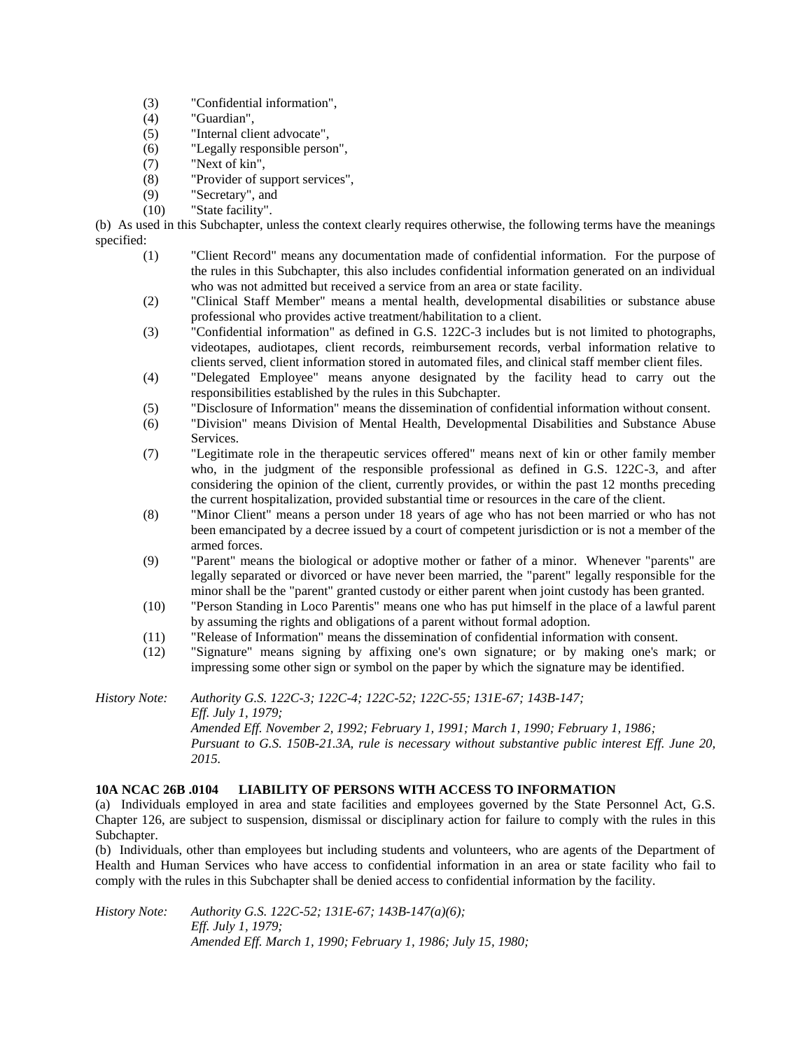(3) "Confidential information",
(4) "Guardian",
(5) "Internal client advocate",
(6) "Legally responsible person",
(7) "Next of kin",
(8) "Provider of support services",
(9) "Secretary", and
(10) "State facility".

(b) As used in this Subchapter, unless the context clearly requires otherwise, the following terms have the meanings specified:

(1) "Client Record" means any documentation made of confidential information. For the purpose of the rules in this Subchapter, this also includes confidential information generated on an individual who was not admitted but received a service from an area or state facility.
(2) "Clinical Staff Member" means a mental health, developmental disabilities or substance abuse professional who provides active treatment/habilitation to a client.
(3) "Confidential information" as defined in G.S. 122C-3 includes but is not limited to photographs, videotapes, audiotapes, client records, reimbursement records, verbal information relative to clients served, client information stored in automated files, and clinical staff member client files.
(4) "Delegated Employee" means anyone designated by the facility head to carry out the responsibilities established by the rules in this Subchapter.
(5) "Disclosure of Information" means the dissemination of confidential information without consent.
(6) "Division" means Division of Mental Health, Developmental Disabilities and Substance Abuse Services.
(7) "Legitimate role in the therapeutic services offered" means next of kin or other family member who, in the judgment of the responsible professional as defined in G.S. 122C-3, and after considering the opinion of the client, currently provides, or within the past 12 months preceding the current hospitalization, provided substantial time or resources in the care of the client.
(8) "Minor Client" means a person under 18 years of age who has not been married or who has not been emancipated by a decree issued by a court of competent jurisdiction or is not a member of the armed forces.
(9) "Parent" means the biological or adoptive mother or father of a minor. Whenever "parents" are legally separated or divorced or have never been married, the "parent" legally responsible for the minor shall be the "parent" granted custody or either parent when joint custody has been granted.
(10) "Person Standing in Loco Parentis" means one who has put himself in the place of a lawful parent by assuming the rights and obligations of a parent without formal adoption.
(11) "Release of Information" means the dissemination of confidential information with consent.
(12) "Signature" means signing by affixing one's own signature; or by making one's mark; or impressing some other sign or symbol on the paper by which the signature may be identified.

*History Note: Authority G.S. 122C-3; 122C-4; 122C-52; 122C-55; 131E-67; 143B-147;*
*Eff. July 1, 1979;*
*Amended Eff. November 2, 1992; February 1, 1991; March 1, 1990; February 1, 1986;*
*Pursuant to G.S. 150B-21.3A, rule is necessary without substantive public interest Eff. June 20, 2015.*

**10A NCAC 26B .0104 LIABILITY OF PERSONS WITH ACCESS TO INFORMATION**

(a) Individuals employed in area and state facilities and employees governed by the State Personnel Act, G.S. Chapter 126, are subject to suspension, dismissal or disciplinary action for failure to comply with the rules in this Subchapter.

(b) Individuals, other than employees but including students and volunteers, who are agents of the Department of Health and Human Services who have access to confidential information in an area or state facility who fail to comply with the rules in this Subchapter shall be denied access to confidential information by the facility.

*History Note: Authority G.S. 122C-52; 131E-67; 143B-147(a)(6);*
*Eff. July 1, 1979;*
*Amended Eff. March 1, 1990; February 1, 1986; July 15, 1980;*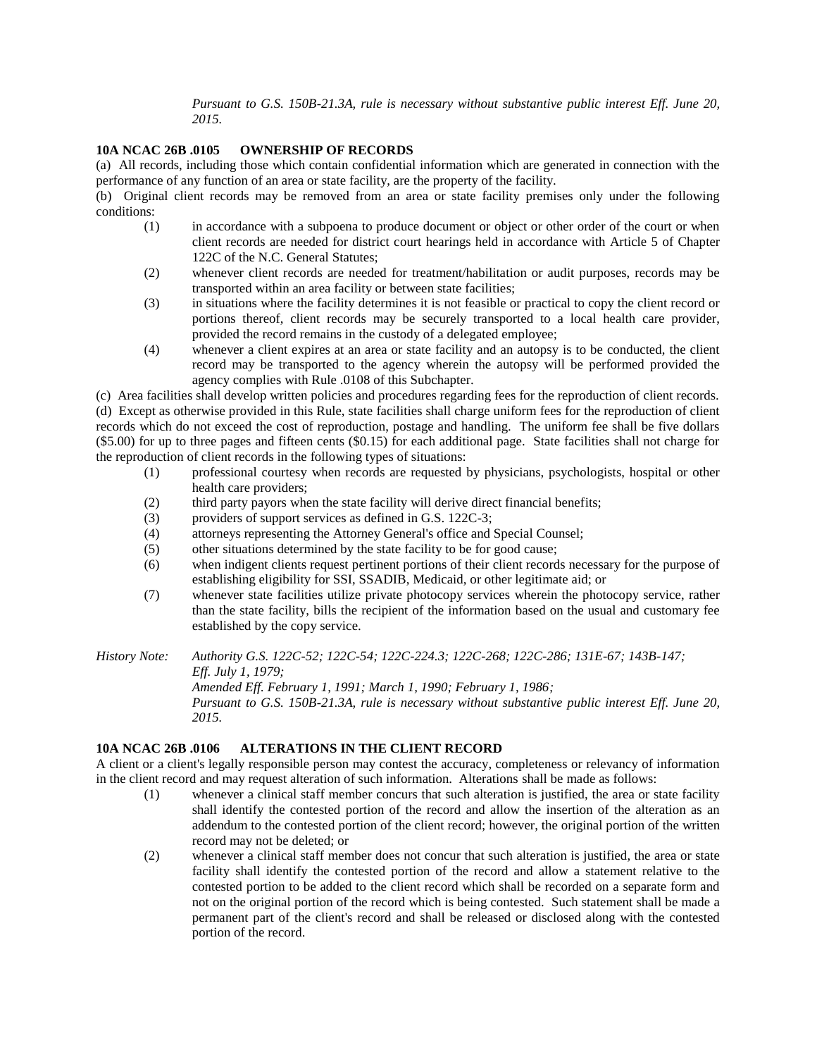*Pursuant to G.S. 150B-21.3A, rule is necessary without substantive public interest Eff. June 20, 2015.*

**10A NCAC 26B .0105 OWNERSHIP OF RECORDS**

(a) All records, including those which contain confidential information which are generated in connection with the performance of any function of an area or state facility, are the property of the facility.

(b) Original client records may be removed from an area or state facility premises only under the following conditions:

- (1) in accordance with a subpoena to produce document or object or other order of the court or when client records are needed for district court hearings held in accordance with Article 5 of Chapter 122C of the N.C. General Statutes;
- (2) whenever client records are needed for treatment/habilitation or audit purposes, records may be transported within an area facility or between state facilities;
- (3) in situations where the facility determines it is not feasible or practical to copy the client record or portions thereof, client records may be securely transported to a local health care provider, provided the record remains in the custody of a delegated employee;
- (4) whenever a client expires at an area or state facility and an autopsy is to be conducted, the client record may be transported to the agency wherein the autopsy will be performed provided the agency complies with Rule .0108 of this Subchapter.

(c) Area facilities shall develop written policies and procedures regarding fees for the reproduction of client records.

(d) Except as otherwise provided in this Rule, state facilities shall charge uniform fees for the reproduction of client records which do not exceed the cost of reproduction, postage and handling. The uniform fee shall be five dollars ($5.00) for up to three pages and fifteen cents ($0.15) for each additional page. State facilities shall not charge for the reproduction of client records in the following types of situations:

- (1) professional courtesy when records are requested by physicians, psychologists, hospital or other health care providers;
- (2) third party payors when the state facility will derive direct financial benefits;
- (3) providers of support services as defined in G.S. 122C-3;
- (4) attorneys representing the Attorney General's office and Special Counsel;
- (5) other situations determined by the state facility to be for good cause;
- (6) when indigent clients request pertinent portions of their client records necessary for the purpose of establishing eligibility for SSI, SSADIB, Medicaid, or other legitimate aid; or
- (7) whenever state facilities utilize private photocopy services wherein the photocopy service, rather than the state facility, bills the recipient of the information based on the usual and customary fee established by the copy service.

*History Note: Authority G.S. 122C-52; 122C-54; 122C-224.3; 122C-268; 122C-286; 131E-67; 143B-147;*
*Eff. July 1, 1979;*
*Amended Eff. February 1, 1991; March 1, 1990; February 1, 1986;*
*Pursuant to G.S. 150B-21.3A, rule is necessary without substantive public interest Eff. June 20, 2015.*

**10A NCAC 26B .0106 ALTERATIONS IN THE CLIENT RECORD**

A client or a client's legally responsible person may contest the accuracy, completeness or relevancy of information in the client record and may request alteration of such information. Alterations shall be made as follows:

- (1) whenever a clinical staff member concurs that such alteration is justified, the area or state facility shall identify the contested portion of the record and allow the insertion of the alteration as an addendum to the contested portion of the client record; however, the original portion of the written record may not be deleted; or
- (2) whenever a clinical staff member does not concur that such alteration is justified, the area or state facility shall identify the contested portion of the record and allow a statement relative to the contested portion to be added to the client record which shall be recorded on a separate form and not on the original portion of the record which is being contested. Such statement shall be made a permanent part of the client's record and shall be released or disclosed along with the contested portion of the record.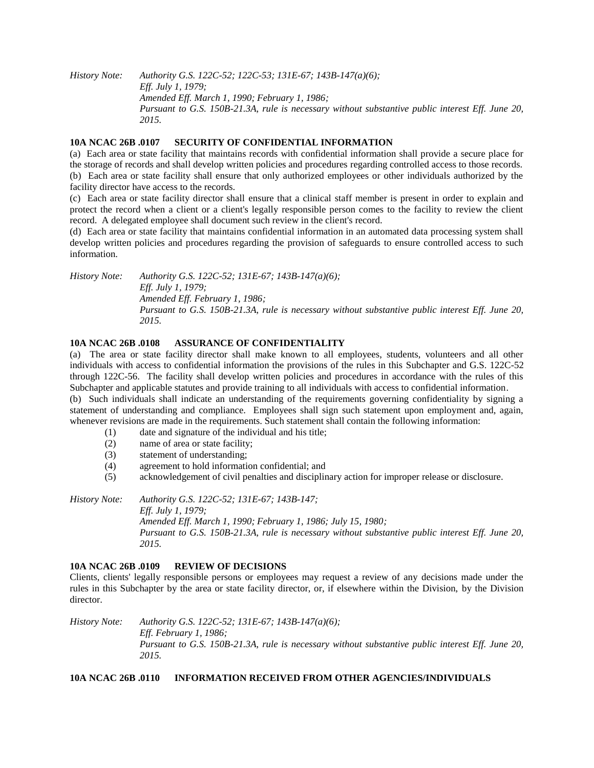*History Note: Authority G.S. 122C-52; 122C-53; 131E-67; 143B-147(a)(6);*
*Eff. July 1, 1979;*
*Amended Eff. March 1, 1990; February 1, 1986;*
*Pursuant to G.S. 150B-21.3A, rule is necessary without substantive public interest Eff. June 20, 2015.*

**10A NCAC 26B .0107 SECURITY OF CONFIDENTIAL INFORMATION**

(a) Each area or state facility that maintains records with confidential information shall provide a secure place for the storage of records and shall develop written policies and procedures regarding controlled access to those records.

(b) Each area or state facility shall ensure that only authorized employees or other individuals authorized by the facility director have access to the records.

(c) Each area or state facility director shall ensure that a clinical staff member is present in order to explain and protect the record when a client or a client's legally responsible person comes to the facility to review the client record. A delegated employee shall document such review in the client's record.

(d) Each area or state facility that maintains confidential information in an automated data processing system shall develop written policies and procedures regarding the provision of safeguards to ensure controlled access to such information.

*History Note: Authority G.S. 122C-52; 131E-67; 143B-147(a)(6);*
*Eff. July 1, 1979;*
*Amended Eff. February 1, 1986;*
*Pursuant to G.S. 150B-21.3A, rule is necessary without substantive public interest Eff. June 20, 2015.*

**10A NCAC 26B .0108 ASSURANCE OF CONFIDENTIALITY**

(a) The area or state facility director shall make known to all employees, students, volunteers and all other individuals with access to confidential information the provisions of the rules in this Subchapter and G.S. 122C-52 through 122C-56. The facility shall develop written policies and procedures in accordance with the rules of this Subchapter and applicable statutes and provide training to all individuals with access to confidential information.

(b) Such individuals shall indicate an understanding of the requirements governing confidentiality by signing a statement of understanding and compliance. Employees shall sign such statement upon employment and, again, whenever revisions are made in the requirements. Such statement shall contain the following information:

(1) date and signature of the individual and his title;
(2) name of area or state facility;
(3) statement of understanding;
(4) agreement to hold information confidential; and
(5) acknowledgement of civil penalties and disciplinary action for improper release or disclosure.

*History Note: Authority G.S. 122C-52; 131E-67; 143B-147;*
*Eff. July 1, 1979;*
*Amended Eff. March 1, 1990; February 1, 1986; July 15, 1980;*
*Pursuant to G.S. 150B-21.3A, rule is necessary without substantive public interest Eff. June 20, 2015.*

**10A NCAC 26B .0109 REVIEW OF DECISIONS**

Clients, clients' legally responsible persons or employees may request a review of any decisions made under the rules in this Subchapter by the area or state facility director, or, if elsewhere within the Division, by the Division director.

*History Note: Authority G.S. 122C-52; 131E-67; 143B-147(a)(6);*
*Eff. February 1, 1986;*
*Pursuant to G.S. 150B-21.3A, rule is necessary without substantive public interest Eff. June 20, 2015.*

**10A NCAC 26B .0110 INFORMATION RECEIVED FROM OTHER AGENCIES/INDIVIDUALS**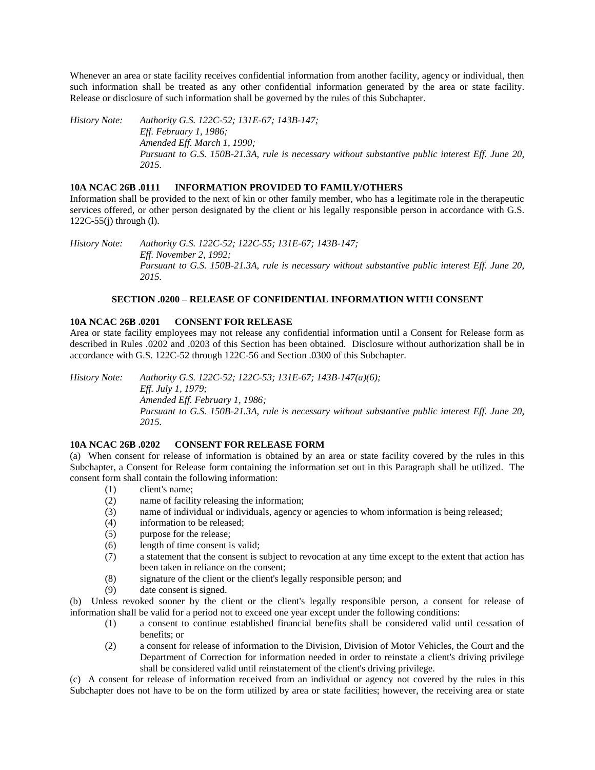Whenever an area or state facility receives confidential information from another facility, agency or individual, then such information shall be treated as any other confidential information generated by the area or state facility. Release or disclosure of such information shall be governed by the rules of this Subchapter.

*History Note: Authority G.S. 122C-52; 131E-67; 143B-147;*
*Eff. February 1, 1986;*
*Amended Eff. March 1, 1990;*
*Pursuant to G.S. 150B-21.3A, rule is necessary without substantive public interest Eff. June 20, 2015.*

**10A NCAC 26B .0111 INFORMATION PROVIDED TO FAMILY/OTHERS**

Information shall be provided to the next of kin or other family member, who has a legitimate role in the therapeutic services offered, or other person designated by the client or his legally responsible person in accordance with G.S. 122C-55(j) through (l).

*History Note: Authority G.S. 122C-52; 122C-55; 131E-67; 143B-147;*
*Eff. November 2, 1992;*
*Pursuant to G.S. 150B-21.3A, rule is necessary without substantive public interest Eff. June 20, 2015.*

## SECTION .0200 – RELEASE OF CONFIDENTIAL INFORMATION WITH CONSENT

**10A NCAC 26B .0201 CONSENT FOR RELEASE**

Area or state facility employees may not release any confidential information until a Consent for Release form as described in Rules .0202 and .0203 of this Section has been obtained. Disclosure without authorization shall be in accordance with G.S. 122C-52 through 122C-56 and Section .0300 of this Subchapter.

*History Note: Authority G.S. 122C-52; 122C-53; 131E-67; 143B-147(a)(6);*
*Eff. July 1, 1979;*
*Amended Eff. February 1, 1986;*
*Pursuant to G.S. 150B-21.3A, rule is necessary without substantive public interest Eff. June 20, 2015.*

**10A NCAC 26B .0202 CONSENT FOR RELEASE FORM**

(a) When consent for release of information is obtained by an area or state facility covered by the rules in this Subchapter, a Consent for Release form containing the information set out in this Paragraph shall be utilized. The consent form shall contain the following information:

(1) client's name;
(2) name of facility releasing the information;
(3) name of individual or individuals, agency or agencies to whom information is being released;
(4) information to be released;
(5) purpose for the release;
(6) length of time consent is valid;
(7) a statement that the consent is subject to revocation at any time except to the extent that action has been taken in reliance on the consent;
(8) signature of the client or the client's legally responsible person; and
(9) date consent is signed.

(b) Unless revoked sooner by the client or the client's legally responsible person, a consent for release of information shall be valid for a period not to exceed one year except under the following conditions:

(1) a consent to continue established financial benefits shall be considered valid until cessation of benefits; or
(2) a consent for release of information to the Division, Division of Motor Vehicles, the Court and the Department of Correction for information needed in order to reinstate a client's driving privilege shall be considered valid until reinstatement of the client's driving privilege.

(c) A consent for release of information received from an individual or agency not covered by the rules in this Subchapter does not have to be on the form utilized by area or state facilities; however, the receiving area or state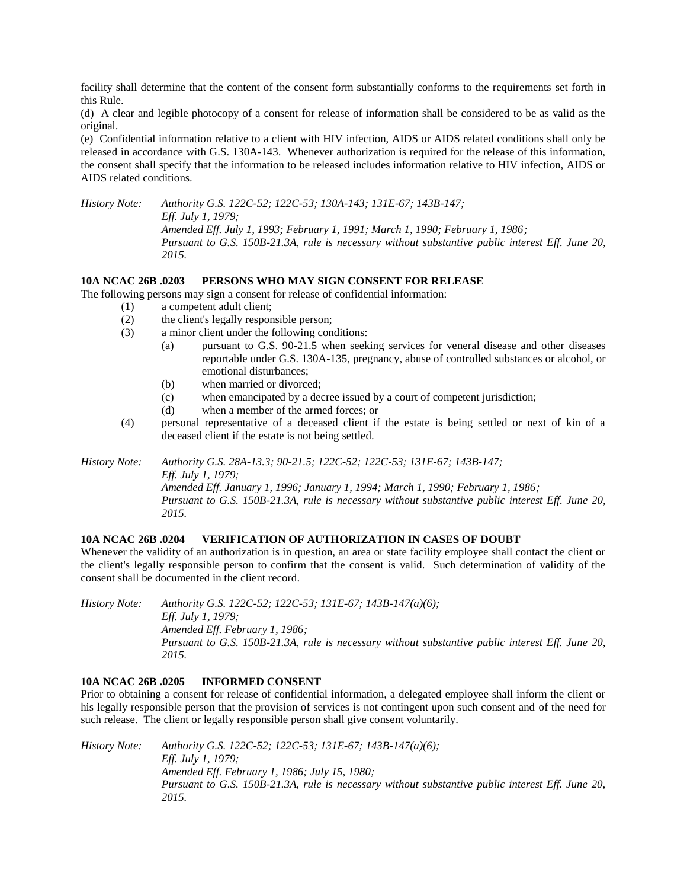facility shall determine that the content of the consent form substantially conforms to the requirements set forth in this Rule.

(d) A clear and legible photocopy of a consent for release of information shall be considered to be as valid as the original.

(e) Confidential information relative to a client with HIV infection, AIDS or AIDS related conditions shall only be released in accordance with G.S. 130A-143. Whenever authorization is required for the release of this information, the consent shall specify that the information to be released includes information relative to HIV infection, AIDS or AIDS related conditions.

*History Note: Authority G.S. 122C-52; 122C-53; 130A-143; 131E-67; 143B-147;*
*Eff. July 1, 1979;*
*Amended Eff. July 1, 1993; February 1, 1991; March 1, 1990; February 1, 1986;*
*Pursuant to G.S. 150B-21.3A, rule is necessary without substantive public interest Eff. June 20, 2015.*

**10A NCAC 26B .0203 PERSONS WHO MAY SIGN CONSENT FOR RELEASE**

The following persons may sign a consent for release of confidential information:

(1) a competent adult client;
(2) the client's legally responsible person;
(3) a minor client under the following conditions:
   (a) pursuant to G.S. 90-21.5 when seeking services for veneral disease and other diseases reportable under G.S. 130A-135, pregnancy, abuse of controlled substances or alcohol, or emotional disturbances;
   (b) when married or divorced;
   (c) when emancipated by a decree issued by a court of competent jurisdiction;
   (d) when a member of the armed forces; or
(4) personal representative of a deceased client if the estate is being settled or next of kin of a deceased client if the estate is not being settled.

*History Note: Authority G.S. 28A-13.3; 90-21.5; 122C-52; 122C-53; 131E-67; 143B-147;*
*Eff. July 1, 1979;*
*Amended Eff. January 1, 1996; January 1, 1994; March 1, 1990; February 1, 1986;*
*Pursuant to G.S. 150B-21.3A, rule is necessary without substantive public interest Eff. June 20, 2015.*

**10A NCAC 26B .0204 VERIFICATION OF AUTHORIZATION IN CASES OF DOUBT**

Whenever the validity of an authorization is in question, an area or state facility employee shall contact the client or the client's legally responsible person to confirm that the consent is valid. Such determination of validity of the consent shall be documented in the client record.

*History Note: Authority G.S. 122C-52; 122C-53; 131E-67; 143B-147(a)(6);*
*Eff. July 1, 1979;*
*Amended Eff. February 1, 1986;*
*Pursuant to G.S. 150B-21.3A, rule is necessary without substantive public interest Eff. June 20, 2015.*

**10A NCAC 26B .0205 INFORMED CONSENT**

Prior to obtaining a consent for release of confidential information, a delegated employee shall inform the client or his legally responsible person that the provision of services is not contingent upon such consent and of the need for such release. The client or legally responsible person shall give consent voluntarily.

*History Note: Authority G.S. 122C-52; 122C-53; 131E-67; 143B-147(a)(6);*
*Eff. July 1, 1979;*
*Amended Eff. February 1, 1986; July 15, 1980;*
*Pursuant to G.S. 150B-21.3A, rule is necessary without substantive public interest Eff. June 20, 2015.*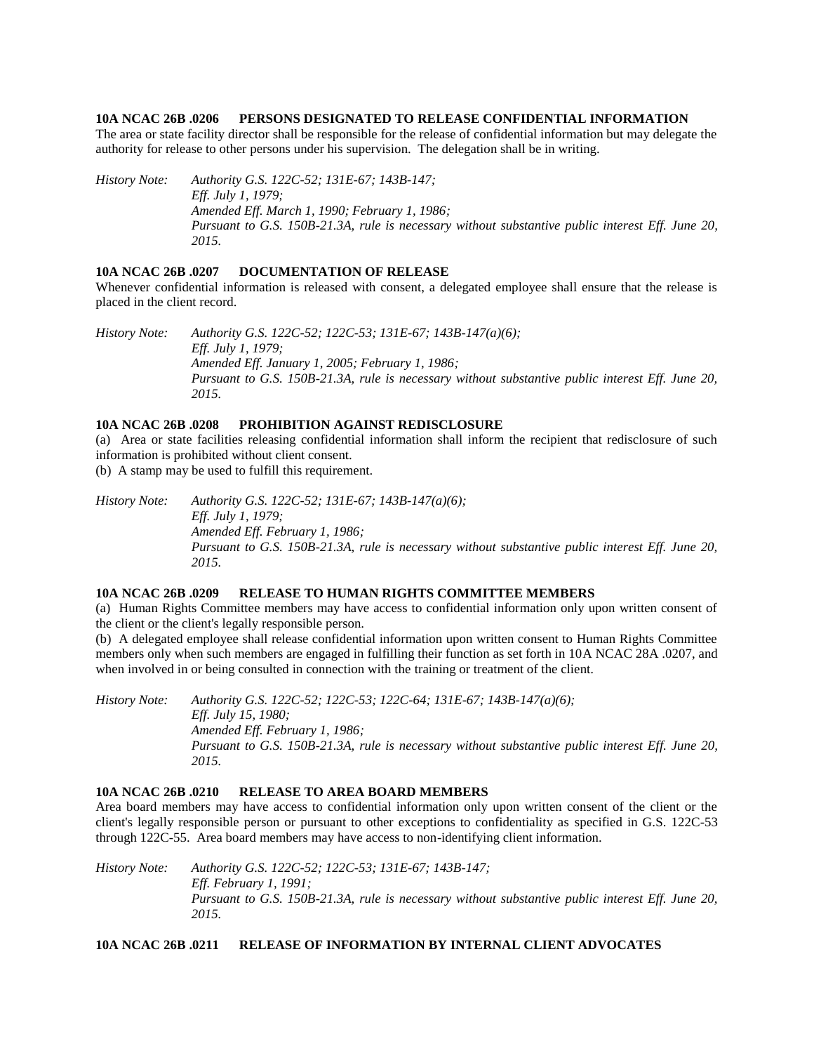**10A NCAC 26B .0206 PERSONS DESIGNATED TO RELEASE CONFIDENTIAL INFORMATION**

The area or state facility director shall be responsible for the release of confidential information but may delegate the authority for release to other persons under his supervision. The delegation shall be in writing.

*History Note: Authority G.S. 122C-52; 131E-67; 143B-147;*
*Eff. July 1, 1979;*
*Amended Eff. March 1, 1990; February 1, 1986;*
*Pursuant to G.S. 150B-21.3A, rule is necessary without substantive public interest Eff. June 20, 2015.*

**10A NCAC 26B .0207 DOCUMENTATION OF RELEASE**

Whenever confidential information is released with consent, a delegated employee shall ensure that the release is placed in the client record.

*History Note: Authority G.S. 122C-52; 122C-53; 131E-67; 143B-147(a)(6);*
*Eff. July 1, 1979;*
*Amended Eff. January 1, 2005; February 1, 1986;*
*Pursuant to G.S. 150B-21.3A, rule is necessary without substantive public interest Eff. June 20, 2015.*

**10A NCAC 26B .0208 PROHIBITION AGAINST REDISCLOSURE**

(a) Area or state facilities releasing confidential information shall inform the recipient that redisclosure of such information is prohibited without client consent.

(b) A stamp may be used to fulfill this requirement.

*History Note: Authority G.S. 122C-52; 131E-67; 143B-147(a)(6);*
*Eff. July 1, 1979;*
*Amended Eff. February 1, 1986;*
*Pursuant to G.S. 150B-21.3A, rule is necessary without substantive public interest Eff. June 20, 2015.*

**10A NCAC 26B .0209 RELEASE TO HUMAN RIGHTS COMMITTEE MEMBERS**

(a) Human Rights Committee members may have access to confidential information only upon written consent of the client or the client's legally responsible person.

(b) A delegated employee shall release confidential information upon written consent to Human Rights Committee members only when such members are engaged in fulfilling their function as set forth in 10A NCAC 28A .0207, and when involved in or being consulted in connection with the training or treatment of the client.

*History Note: Authority G.S. 122C-52; 122C-53; 122C-64; 131E-67; 143B-147(a)(6);*
*Eff. July 15, 1980;*
*Amended Eff. February 1, 1986;*
*Pursuant to G.S. 150B-21.3A, rule is necessary without substantive public interest Eff. June 20, 2015.*

**10A NCAC 26B .0210 RELEASE TO AREA BOARD MEMBERS**

Area board members may have access to confidential information only upon written consent of the client or the client's legally responsible person or pursuant to other exceptions to confidentiality as specified in G.S. 122C-53 through 122C-55. Area board members may have access to non-identifying client information.

*History Note: Authority G.S. 122C-52; 122C-53; 131E-67; 143B-147;*
*Eff. February 1, 1991;*
*Pursuant to G.S. 150B-21.3A, rule is necessary without substantive public interest Eff. June 20, 2015.*

**10A NCAC 26B .0211 RELEASE OF INFORMATION BY INTERNAL CLIENT ADVOCATES**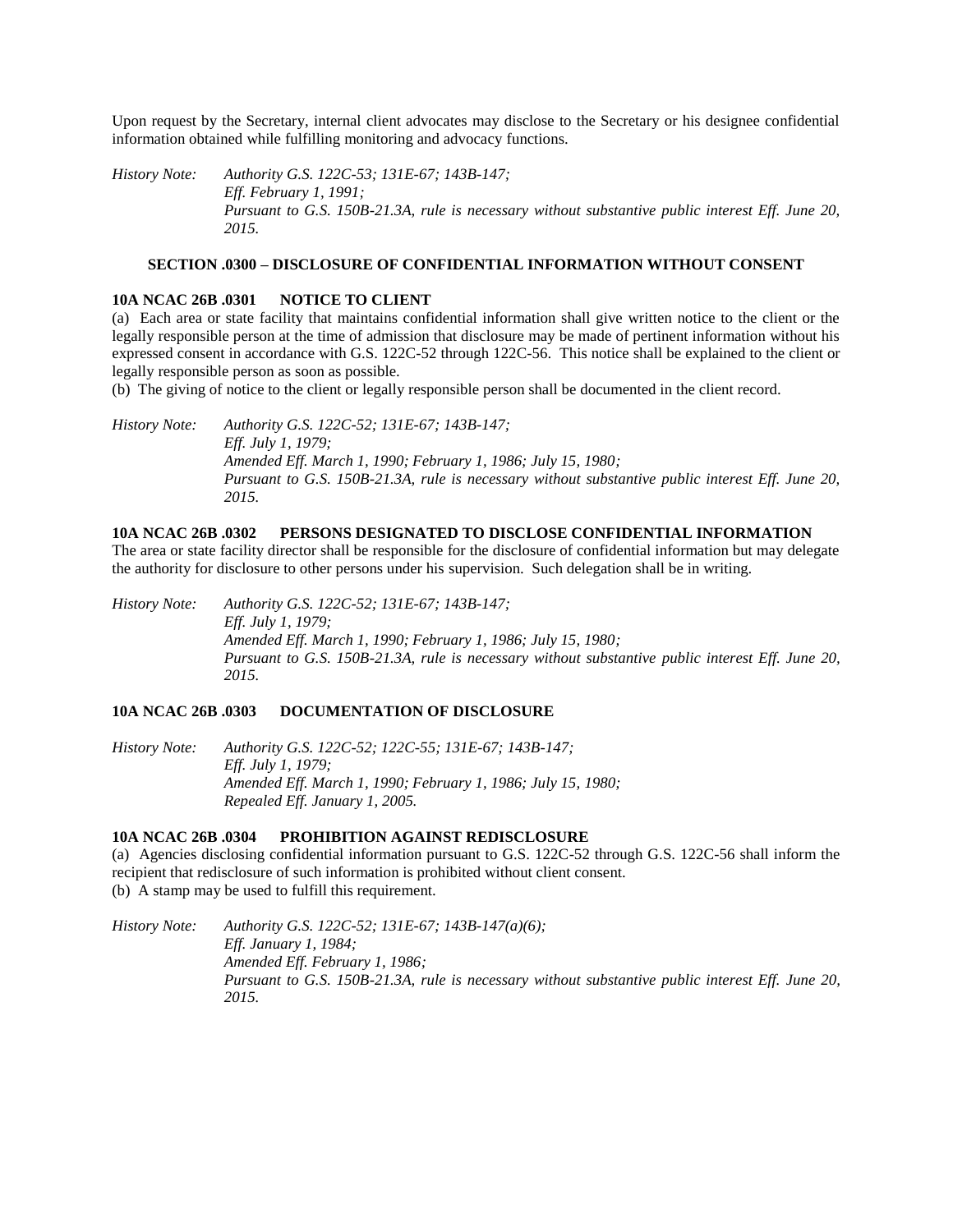Upon request by the Secretary, internal client advocates may disclose to the Secretary or his designee confidential information obtained while fulfilling monitoring and advocacy functions.

*History Note: Authority G.S. 122C-53; 131E-67; 143B-147;*
*Eff. February 1, 1991;*
*Pursuant to G.S. 150B-21.3A, rule is necessary without substantive public interest Eff. June 20, 2015.*

## SECTION .0300 – DISCLOSURE OF CONFIDENTIAL INFORMATION WITHOUT CONSENT

### 10A NCAC 26B .0301 NOTICE TO CLIENT

(a) Each area or state facility that maintains confidential information shall give written notice to the client or the legally responsible person at the time of admission that disclosure may be made of pertinent information without his expressed consent in accordance with G.S. 122C-52 through 122C-56. This notice shall be explained to the client or legally responsible person as soon as possible.

(b) The giving of notice to the client or legally responsible person shall be documented in the client record.

*History Note: Authority G.S. 122C-52; 131E-67; 143B-147;*
*Eff. July 1, 1979;*
*Amended Eff. March 1, 1990; February 1, 1986; July 15, 1980;*
*Pursuant to G.S. 150B-21.3A, rule is necessary without substantive public interest Eff. June 20, 2015.*

### 10A NCAC 26B .0302 PERSONS DESIGNATED TO DISCLOSE CONFIDENTIAL INFORMATION

The area or state facility director shall be responsible for the disclosure of confidential information but may delegate the authority for disclosure to other persons under his supervision. Such delegation shall be in writing.

*History Note: Authority G.S. 122C-52; 131E-67; 143B-147;*
*Eff. July 1, 1979;*
*Amended Eff. March 1, 1990; February 1, 1986; July 15, 1980;*
*Pursuant to G.S. 150B-21.3A, rule is necessary without substantive public interest Eff. June 20, 2015.*

### 10A NCAC 26B .0303 DOCUMENTATION OF DISCLOSURE

*History Note: Authority G.S. 122C-52; 122C-55; 131E-67; 143B-147;*
*Eff. July 1, 1979;*
*Amended Eff. March 1, 1990; February 1, 1986; July 15, 1980;*
*Repealed Eff. January 1, 2005.*

### 10A NCAC 26B .0304 PROHIBITION AGAINST REDISCLOSURE

(a) Agencies disclosing confidential information pursuant to G.S. 122C-52 through G.S. 122C-56 shall inform the recipient that redisclosure of such information is prohibited without client consent.

(b) A stamp may be used to fulfill this requirement.

*History Note: Authority G.S. 122C-52; 131E-67; 143B-147(a)(6);*
*Eff. January 1, 1984;*
*Amended Eff. February 1, 1986;*
*Pursuant to G.S. 150B-21.3A, rule is necessary without substantive public interest Eff. June 20, 2015.*